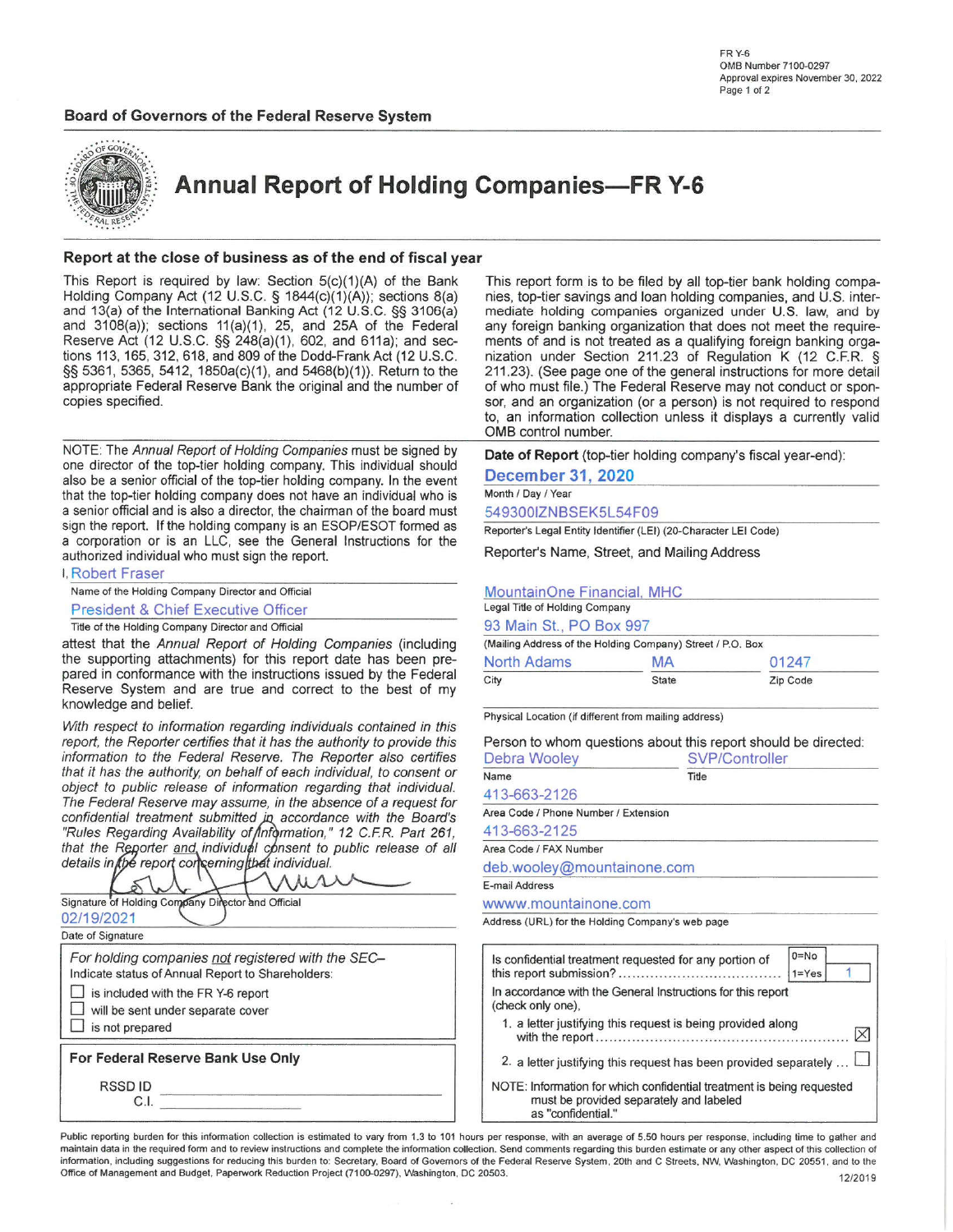FR Y-6
OMB Number 7100-0297
Approval expires November 30, 2022

**Board of Governors of the Federal Reserve System**

# Annual Report of Holding Companies—FR Y-6

## Report at the close of business as of the end of fiscal year

This Report is required by law: Section 5(c)(1)(A) of the Bank Holding Company Act (12 U.S.C. § 1844(c)(1)(A)); sections 8(a) and 13(a) of the International Banking Act (12 U.S.C. §§ 3106(a) and 3108(a)); sections 11(a)(1), 25, and 25A of the Federal Reserve Act (12 U.S.C. §§ 248(a)(1), 602, and 611a); and sections 113, 165, 312, 618, and 809 of the Dodd-Frank Act (12 U.S.C. §§ 5361, 5365, 5412, 1850a(c)(1), and 5468(b)(1)). Return to the appropriate Federal Reserve Bank the original and the number of copies specified.

This report form is to be filed by all top-tier bank holding companies, top-tier savings and loan holding companies, and U.S. intermediate holding companies organized under U.S. law, and by any foreign banking organization that does not meet the requirements of and is not treated as a qualifying foreign banking organization under Section 211.23 of Regulation K (12 C.F.R. § 211.23). (See page one of the general instructions for more detail of who must file.) The Federal Reserve may not conduct or sponsor, and an organization (or a person) is not required to respond to, an information collection unless it displays a currently valid OMB control number.

NOTE: The *Annual Report of Holding Companies* must be signed by one director of the top-tier holding company. This individual should also be a senior official of the top-tier holding company. In the event that the top-tier holding company does not have an individual who is a senior official and is also a director, the chairman of the board must sign the report. If the holding company is an ESOP/ESOT formed as a corporation or is an LLC, see the General Instructions for the authorized individual who must sign the report.

I, Robert Fraser
Name of the Holding Company Director and Official

President & Chief Executive Officer
Title of the Holding Company Director and Official

attest that the *Annual Report of Holding Companies* (including the supporting attachments) for this report date has been prepared in conformance with the instructions issued by the Federal Reserve System and are true and correct to the best of my knowledge and belief.

*With respect to information regarding individuals contained in this report, the Reporter certifies that it has the authority to provide this information to the Federal Reserve. The Reporter also certifies that it has the authority, on behalf of each individual, to consent or object to public release of information regarding that individual. The Federal Reserve may assume, in the absence of a request for confidential treatment submitted in accordance with the Board's "Rules Regarding Availability of Information," 12 C.F.R. Part 261, that the Reporter and individual consent to public release of all details in the report concerning that individual.*

[Signature]
Signature of Holding Company Director and Official

02/19/2021
Date of Signature

*For holding companies not registered with the SEC–*
Indicate status of Annual Report to Shareholders:

- ☐ is included with the FR Y-6 report
- ☐ will be sent under separate cover
- ☐ is not prepared

**For Federal Reserve Bank Use Only**

RSSD ID ____________
C.I. ____________

**Date of Report** (top-tier holding company's fiscal year-end):

December 31, 2020
Month / Day / Year

549300IZNBSEK5L54F09
Reporter's Legal Entity Identifier (LEI) (20-Character LEI Code)

Reporter's Name, Street, and Mailing Address

MountainOne Financial, MHC
Legal Title of Holding Company

93 Main St., PO Box 997
(Mailing Address of the Holding Company) Street / P.O. Box

| North Adams | MA | 01247 |
|---|---|---|
| City | State | Zip Code |

Physical Location (if different from mailing address)

Person to whom questions about this report should be directed:

| Debra Wooley | SVP/Controller |
|---|---|
| Name | Title |

413-663-2126
Area Code / Phone Number / Extension

413-663-2125
Area Code / FAX Number

deb.wooley@mountainone.com
E-mail Address

wwww.mountainone.com
Address (URL) for the Holding Company's web page

Is confidential treatment requested for any portion of this report submission? (0=No, 1=Yes) 1

In accordance with the General Instructions for this report (check only one),

1. a letter justifying this request is being provided along with the report ☒
2. a letter justifying this request has been provided separately ☐

NOTE: Information for which confidential treatment is being requested must be provided separately and labeled as "confidential."

Public reporting burden for this information collection is estimated to vary from 1.3 to 101 hours per response, with an average of 5.50 hours per response, including time to gather and maintain data in the required form and to review instructions and complete the information collection. Send comments regarding this burden estimate or any other aspect of this collection of information, including suggestions for reducing this burden to: Secretary, Board of Governors of the Federal Reserve System, 20th and C Streets, NW, Washington, DC 20551, and to the Office of Management and Budget, Paperwork Reduction Project (7100-0297), Washington, DC 20503.

12/2019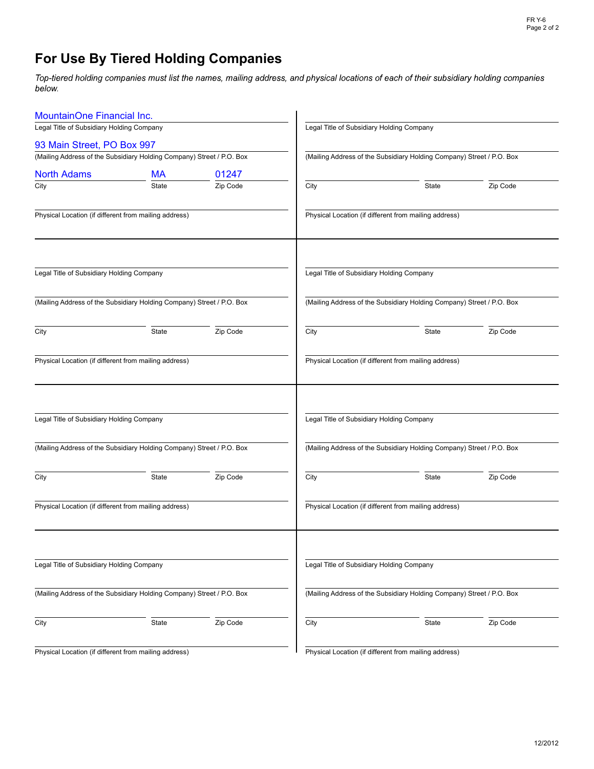# For Use By Tiered Holding Companies

*Top-tiered holding companies must list the names, mailing address, and physical locations of each of their subsidiary holding companies below.*

MountainOne Financial Inc.
Legal Title of Subsidiary Holding Company

93 Main Street, PO Box 997
(Mailing Address of the Subsidiary Holding Company) Street / P.O. Box

| City | State | Zip Code |
|---|---|---|
| North Adams | MA | 01247 |

Physical Location (if different from mailing address)

---

Legal Title of Subsidiary Holding Company

(Mailing Address of the Subsidiary Holding Company) Street / P.O. Box

City | State | Zip Code

Physical Location (if different from mailing address)

---

Legal Title of Subsidiary Holding Company

(Mailing Address of the Subsidiary Holding Company) Street / P.O. Box

City | State | Zip Code

Physical Location (if different from mailing address)

---

Legal Title of Subsidiary Holding Company

(Mailing Address of the Subsidiary Holding Company) Street / P.O. Box

City | State | Zip Code

Physical Location (if different from mailing address)

---

Legal Title of Subsidiary Holding Company

(Mailing Address of the Subsidiary Holding Company) Street / P.O. Box

City | State | Zip Code

Physical Location (if different from mailing address)

---

Legal Title of Subsidiary Holding Company

(Mailing Address of the Subsidiary Holding Company) Street / P.O. Box

City | State | Zip Code

Physical Location (if different from mailing address)

---

Legal Title of Subsidiary Holding Company

(Mailing Address of the Subsidiary Holding Company) Street / P.O. Box

City | State | Zip Code

Physical Location (if different from mailing address)

---

Legal Title of Subsidiary Holding Company

(Mailing Address of the Subsidiary Holding Company) Street / P.O. Box

City | State | Zip Code

Physical Location (if different from mailing address)

12/2012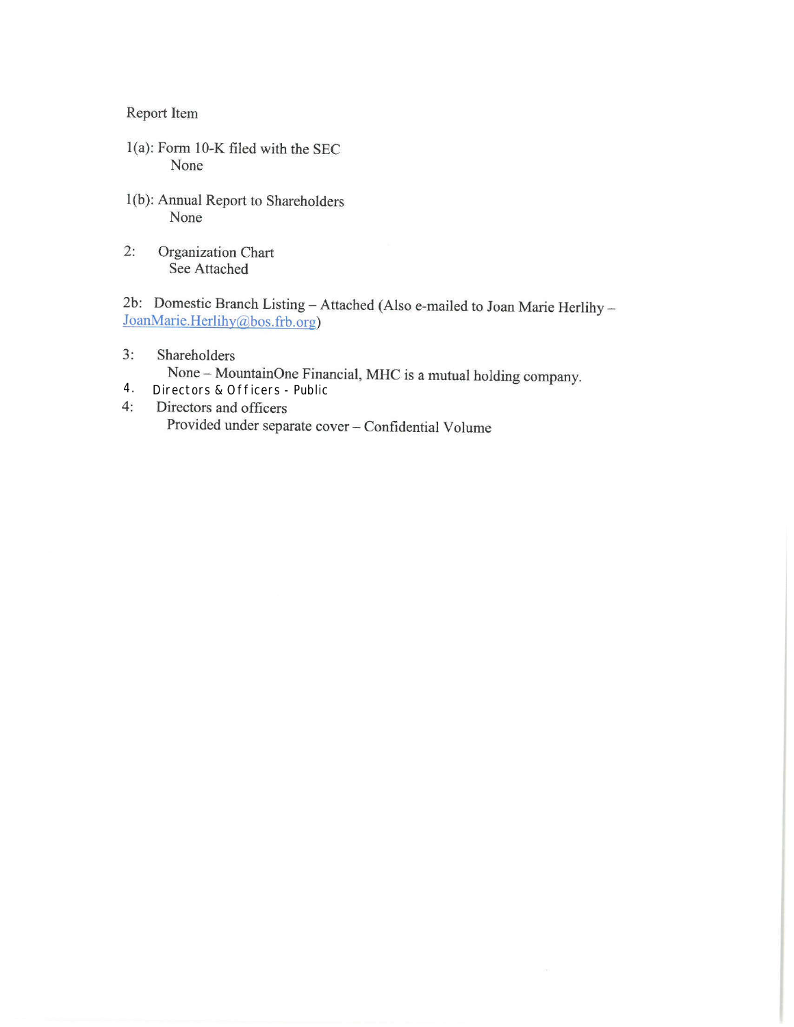Report Item

1(a): Form 10-K filed with the SEC
None

1(b): Annual Report to Shareholders
None

2: Organization Chart
See Attached

2b: Domestic Branch Listing – Attached (Also e-mailed to Joan Marie Herlihy – JoanMarie.Herlihy@bos.frb.org)

3: Shareholders
None – MountainOne Financial, MHC is a mutual holding company.

4. Directors & Officers - Public

4: Directors and officers
Provided under separate cover – Confidential Volume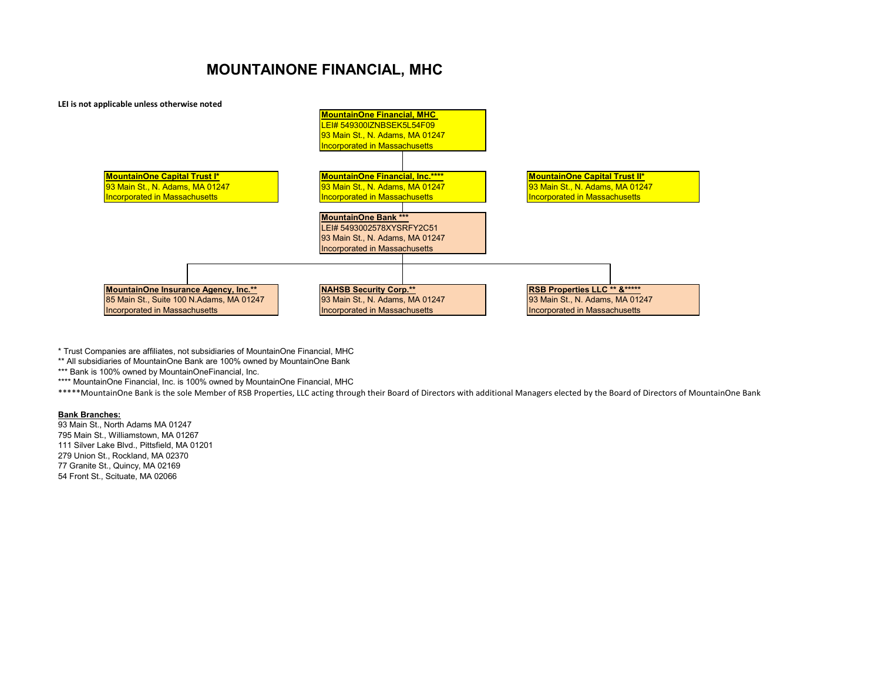# MOUNTAINONE FINANCIAL, MHC

**LEI is not applicable unless otherwise noted**

**MountainOne Financial, MHC**
LEI# 549300IZNBSEK5L54F09
93 Main St., N. Adams, MA 01247
Incorporated in Massachusetts

**MountainOne Capital Trust I***
93 Main St., N. Adams, MA 01247
Incorporated in Massachusetts

**MountainOne Financial, Inc.******
93 Main St., N. Adams, MA 01247
Incorporated in Massachusetts

**MountainOne Capital Trust II***
93 Main St., N. Adams, MA 01247
Incorporated in Massachusetts

**MountainOne Bank *****
LEI# 5493002578XYSRFY2C51
93 Main St., N. Adams, MA 01247
Incorporated in Massachusetts

**MountainOne Insurance Agency, Inc.****
85 Main St., Suite 100 N.Adams, MA 01247
Incorporated in Massachusetts

**NAHSB Security Corp.****
93 Main St., N. Adams, MA 01247
Incorporated in Massachusetts

**RSB Properties LLC ** &*******
93 Main St., N. Adams, MA 01247
Incorporated in Massachusetts

\* Trust Companies are affiliates, not subsidiaries of MountainOne Financial, MHC

** All subsidiaries of MountainOne Bank are 100% owned by MountainOne Bank

*** Bank is 100% owned by MountainOneFinancial, Inc.

**** MountainOne Financial, Inc. is 100% owned by MountainOne Financial, MHC

*****MountainOne Bank is the sole Member of RSB Properties, LLC acting through their Board of Directors with additional Managers elected by the Board of Directors of MountainOne Bank

**Bank Branches:**

93 Main St., North Adams MA 01247
795 Main St., Williamstown, MA 01267
111 Silver Lake Blvd., Pittsfield, MA 01201
279 Union St., Rockland, MA 02370
77 Granite St., Quincy, MA 02169
54 Front St., Scituate, MA 02066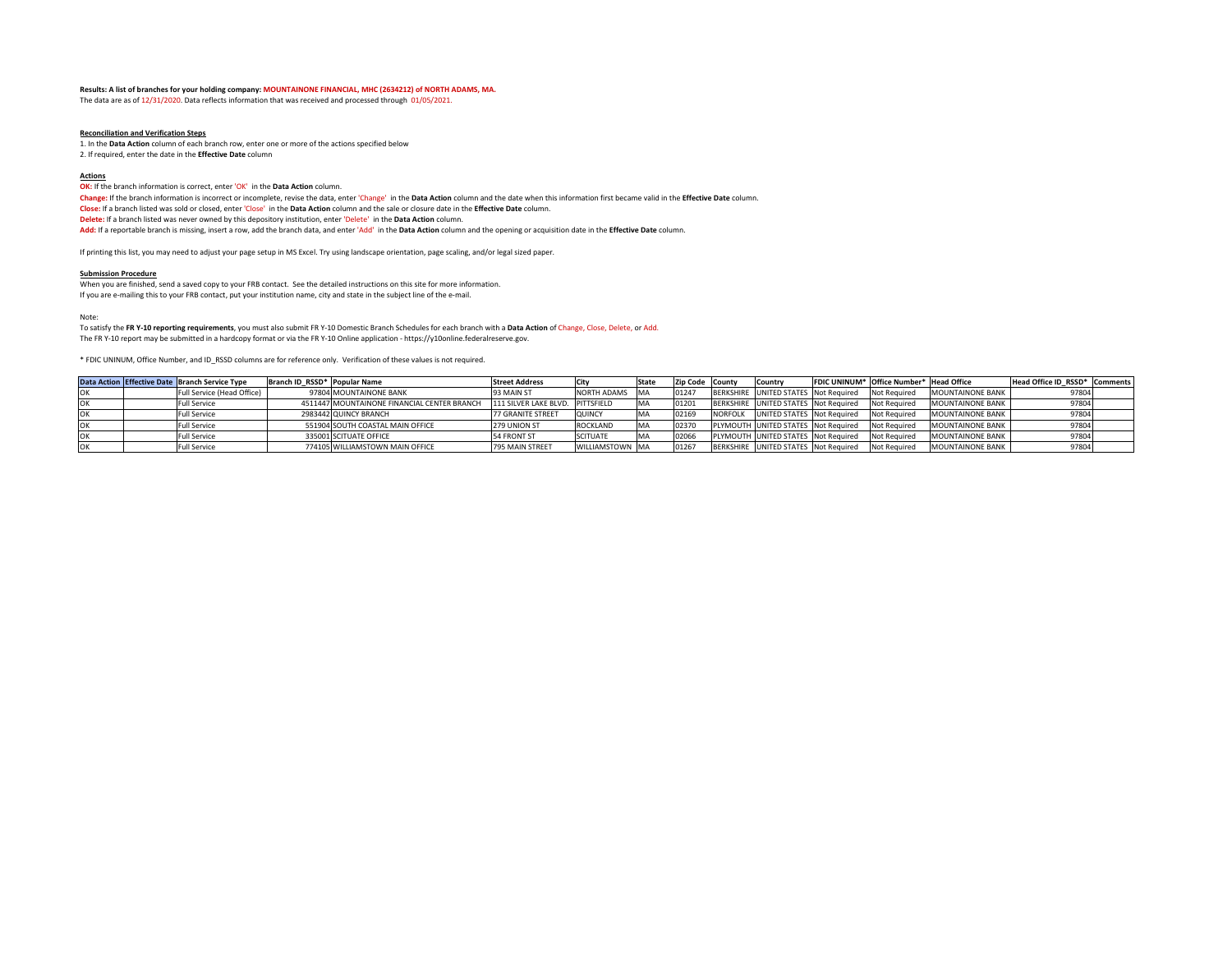**Results: A list of branches for your holding company: MOUNTAINONE FINANCIAL, MHC (2634212) of NORTH ADAMS, MA.**
The data are as of 12/31/2020. Data reflects information that was received and processed through 01/05/2021.

**Reconciliation and Verification Steps**
1. In the **Data Action** column of each branch row, enter one or more of the actions specified below
2. If required, enter the date in the **Effective Date** column

**Actions**
**OK:** If the branch information is correct, enter 'OK' in the **Data Action** column.
**Change:** If the branch information is incorrect or incomplete, revise the data, enter 'Change' in the **Data Action** column and the date when this information first became valid in the **Effective Date** column.
**Close:** If a branch listed was sold or closed, enter 'Close' in the **Data Action** column and the sale or closure date in the **Effective Date** column.
**Delete:** If a branch listed was never owned by this depository institution, enter 'Delete' in the **Data Action** column.
**Add:** If a reportable branch is missing, insert a row, add the branch data, and enter 'Add' in the **Data Action** column and the opening or acquisition date in the **Effective Date** column.

If printing this list, you may need to adjust your page setup in MS Excel. Try using landscape orientation, page scaling, and/or legal sized paper.

**Submission Procedure**
When you are finished, send a saved copy to your FRB contact. See the detailed instructions on this site for more information.
If you are e-mailing this to your FRB contact, put your institution name, city and state in the subject line of the e-mail.

Note:
To satisfy the **FR Y-10 reporting requirements**, you must also submit FR Y-10 Domestic Branch Schedules for each branch with a **Data Action** of Change, Close, Delete, or Add.
The FR Y-10 report may be submitted in a hardcopy format or via the FR Y-10 Online application - https://y10online.federalreserve.gov.

* FDIC UNINUM, Office Number, and ID_RSSD columns are for reference only. Verification of these values is not required.

| Data Action | Effective Date | Branch Service Type | Branch ID_RSSD* | Popular Name | Street Address | City | State | Zip Code | County | Country | FDIC UNINUM* | Office Number* | Head Office | Head Office ID_RSSD* | Comments |
|---|---|---|---|---|---|---|---|---|---|---|---|---|---|---|---|
| OK | | Full Service (Head Office) | 97804 | MOUNTAINONE BANK | 93 MAIN ST | NORTH ADAMS | MA | 01247 | BERKSHIRE | UNITED STATES | Not Required | Not Required | MOUNTAINONE BANK | 97804 | |
| OK | | Full Service | 4511447 | MOUNTAINONE FINANCIAL CENTER BRANCH | 111 SILVER LAKE BLVD. | PITTSFIELD | MA | 01201 | BERKSHIRE | UNITED STATES | Not Required | Not Required | MOUNTAINONE BANK | 97804 | |
| OK | | Full Service | 2983442 | QUINCY BRANCH | 77 GRANITE STREET | QUINCY | MA | 02169 | NORFOLK | UNITED STATES | Not Required | Not Required | MOUNTAINONE BANK | 97804 | |
| OK | | Full Service | 551904 | SOUTH COASTAL MAIN OFFICE | 279 UNION ST | ROCKLAND | MA | 02370 | PLYMOUTH | UNITED STATES | Not Required | Not Required | MOUNTAINONE BANK | 97804 | |
| OK | | Full Service | 335001 | SCITUATE OFFICE | 54 FRONT ST | SCITUATE | MA | 02066 | PLYMOUTH | UNITED STATES | Not Required | Not Required | MOUNTAINONE BANK | 97804 | |
| OK | | Full Service | 774105 | WILLIAMSTOWN MAIN OFFICE | 795 MAIN STREET | WILLIAMSTOWN | MA | 01267 | BERKSHIRE | UNITED STATES | Not Required | Not Required | MOUNTAINONE BANK | 97804 | |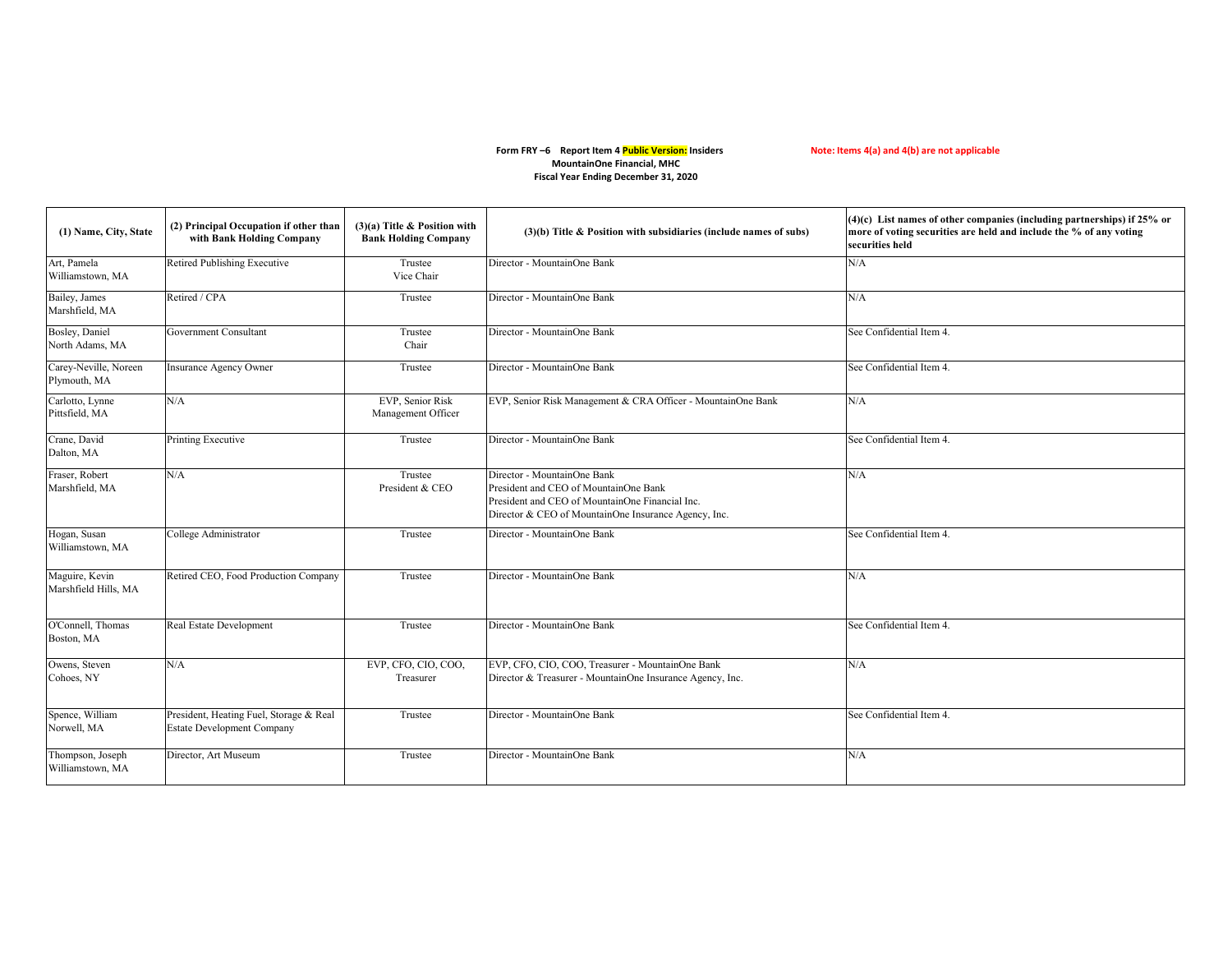**Form FRY –6 Report Item 4 Public Version: Insiders**
**MountainOne Financial, MHC**
**Fiscal Year Ending December 31, 2020**

**Note: Items 4(a) and 4(b) are not applicable**

| (1) Name, City, State | (2) Principal Occupation if other than with Bank Holding Company | (3)(a) Title & Position with Bank Holding Company | (3)(b) Title & Position with subsidiaries (include names of subs) | (4)(c) List names of other companies (including partnerships) if 25% or more of voting securities are held and include the % of any voting securities held |
|---|---|---|---|---|
| Art, Pamela<br>Williamstown, MA | Retired Publishing Executive | Trustee<br>Vice Chair | Director - MountainOne Bank | N/A |
| Bailey, James<br>Marshfield, MA | Retired / CPA | Trustee | Director - MountainOne Bank | N/A |
| Bosley, Daniel<br>North Adams, MA | Government Consultant | Trustee<br>Chair | Director - MountainOne Bank | See Confidential Item 4. |
| Carey-Neville, Noreen<br>Plymouth, MA | Insurance Agency Owner | Trustee | Director - MountainOne Bank | See Confidential Item 4. |
| Carlotto, Lynne<br>Pittsfield, MA | N/A | EVP, Senior Risk Management Officer | EVP, Senior Risk Management & CRA Officer - MountainOne Bank | N/A |
| Crane, David<br>Dalton, MA | Printing Executive | Trustee | Director - MountainOne Bank | See Confidential Item 4. |
| Fraser, Robert<br>Marshfield, MA | N/A | Trustee<br>President & CEO | Director - MountainOne Bank<br>President and CEO of MountainOne Bank<br>President and CEO of MountainOne Financial Inc.<br>Director & CEO of MountainOne Insurance Agency, Inc. | N/A |
| Hogan, Susan<br>Williamstown, MA | College Administrator | Trustee | Director - MountainOne Bank | See Confidential Item 4. |
| Maguire, Kevin<br>Marshfield Hills, MA | Retired CEO, Food Production Company | Trustee | Director - MountainOne Bank | N/A |
| O'Connell, Thomas<br>Boston, MA | Real Estate Development | Trustee | Director - MountainOne Bank | See Confidential Item 4. |
| Owens, Steven<br>Cohoes, NY | N/A | EVP, CFO, CIO, COO, Treasurer | EVP, CFO, CIO, COO, Treasurer - MountainOne Bank<br>Director & Treasurer - MountainOne Insurance Agency, Inc. | N/A |
| Spence, William<br>Norwell, MA | President, Heating Fuel, Storage & Real Estate Development Company | Trustee | Director - MountainOne Bank | See Confidential Item 4. |
| Thompson, Joseph<br>Williamstown, MA | Director, Art Museum | Trustee | Director - MountainOne Bank | N/A |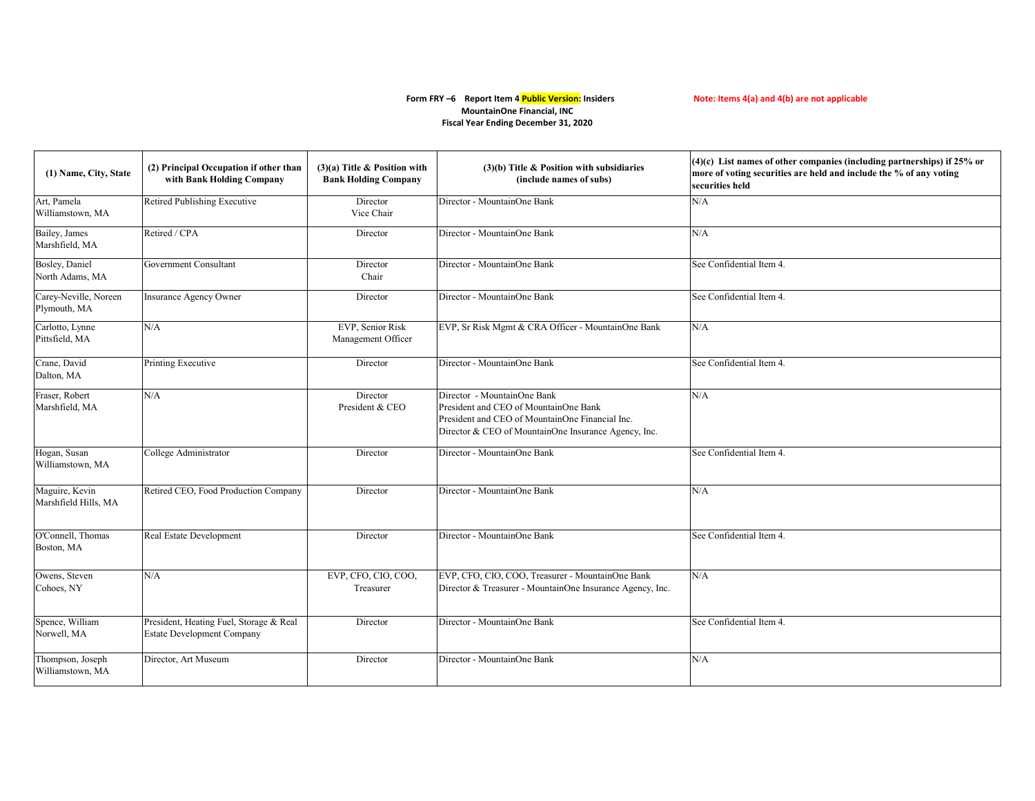**Form FRY –6 Report Item 4 Public Version: Insiders**
**MountainOne Financial, INC**
**Fiscal Year Ending December 31, 2020**

**Note: Items 4(a) and 4(b) are not applicable**

| (1) Name, City, State | (2) Principal Occupation if other than with Bank Holding Company | (3)(a) Title & Position with Bank Holding Company | (3)(b) Title & Position with subsidiaries (include names of subs) | (4)(c) List names of other companies (including partnerships) if 25% or more of voting securities are held and include the % of any voting securities held |
|---|---|---|---|---|
| Art, Pamela<br>Williamstown, MA | Retired Publishing Executive | Director<br>Vice Chair | Director - MountainOne Bank | N/A |
| Bailey, James<br>Marshfield, MA | Retired / CPA | Director | Director - MountainOne Bank | N/A |
| Bosley, Daniel<br>North Adams, MA | Government Consultant | Director<br>Chair | Director - MountainOne Bank | See Confidential Item 4. |
| Carey-Neville, Noreen<br>Plymouth, MA | Insurance Agency Owner | Director | Director - MountainOne Bank | See Confidential Item 4. |
| Carlotto, Lynne<br>Pittsfield, MA | N/A | EVP, Senior Risk Management Officer | EVP, Sr Risk Mgmt & CRA Officer - MountainOne Bank | N/A |
| Crane, David<br>Dalton, MA | Printing Executive | Director | Director - MountainOne Bank | See Confidential Item 4. |
| Fraser, Robert<br>Marshfield, MA | N/A | Director<br>President & CEO | Director - MountainOne Bank<br>President and CEO of MountainOne Bank<br>President and CEO of MountainOne Financial Inc.<br>Director & CEO of MountainOne Insurance Agency, Inc. | N/A |
| Hogan, Susan<br>Williamstown, MA | College Administrator | Director | Director - MountainOne Bank | See Confidential Item 4. |
| Maguire, Kevin<br>Marshfield Hills, MA | Retired CEO, Food Production Company | Director | Director - MountainOne Bank | N/A |
| O'Connell, Thomas<br>Boston, MA | Real Estate Development | Director | Director - MountainOne Bank | See Confidential Item 4. |
| Owens, Steven<br>Cohoes, NY | N/A | EVP, CFO, CIO, COO, Treasurer | EVP, CFO, CIO, COO, Treasurer - MountainOne Bank<br>Director & Treasurer - MountainOne Insurance Agency, Inc. | N/A |
| Spence, William<br>Norwell, MA | President, Heating Fuel, Storage & Real Estate Development Company | Director | Director - MountainOne Bank | See Confidential Item 4. |
| Thompson, Joseph<br>Williamstown, MA | Director, Art Museum | Director | Director - MountainOne Bank | N/A |